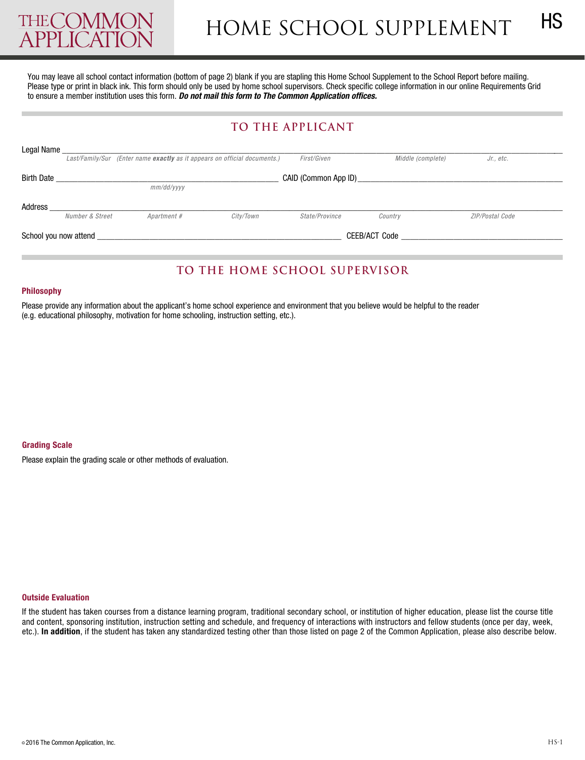# THE COMMON APPLICATION

# HOME SCHOOL SUPPLEMENT

HS

You may leave all school contact information (bottom of page 2) blank if you are stapling this Home School Supplement to the School Report before mailing. Please type or print in black ink. This form should only be used by home school supervisors. Check specific college information in our online Requirements Grid to ensure a member institution uses this form. ***Do not mail this form to The Common Application offices.***

## TO THE APPLICANT

Legal Name ___________________________________________________________________________
*Last/Family/Sur (Enter name **exactly** as it appears on official documents.)* *First/Given* *Middle (complete)* *Jr., etc.*

Birth Date ______________________________ CAID (Common App ID) ______________________________
*mm/dd/yyyy*

Address ___________________________________________________________________________
*Number & Street* *Apartment #* *City/Town* *State/Province* *Country* *ZIP/Postal Code*

School you now attend ______________________________ CEEB/ACT Code ______________________________

## TO THE HOME SCHOOL SUPERVISOR

### Philosophy

Please provide any information about the applicant's home school experience and environment that you believe would be helpful to the reader (e.g. educational philosophy, motivation for home schooling, instruction setting, etc.).

### Grading Scale

Please explain the grading scale or other methods of evaluation.

### Outside Evaluation

If the student has taken courses from a distance learning program, traditional secondary school, or institution of higher education, please list the course title and content, sponsoring institution, instruction setting and schedule, and frequency of interactions with instructors and fellow students (once per day, week, etc.). **In addition**, if the student has taken any standardized testing other than those listed on page 2 of the Common Application, please also describe below.

© 2016 The Common Application, Inc.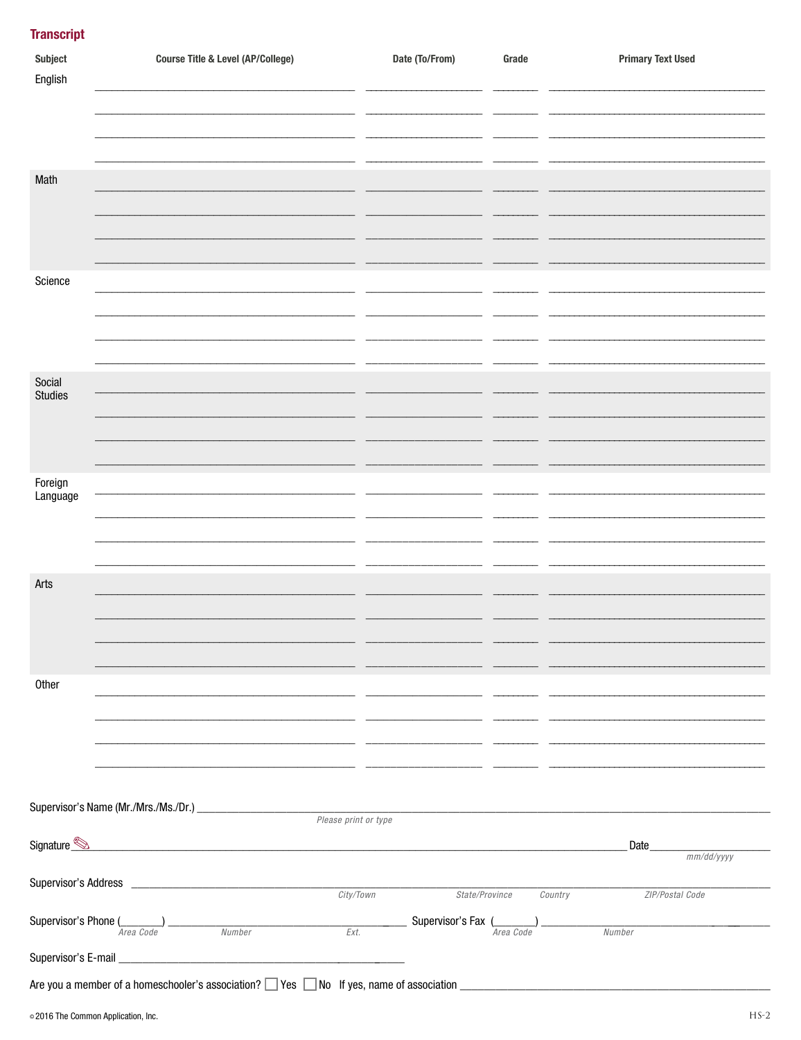## Transcript

| Subject | Course Title & Level (AP/College) | Date (To/From) | Grade | Primary Text Used |
|---|---|---|---|---|
| English | | | | |
| | | | | |
| | | | | |
| | | | | |
| Math | | | | |
| | | | | |
| | | | | |
| | | | | |
| Science | | | | |
| | | | | |
| | | | | |
| | | | | |
| Social Studies | | | | |
| | | | | |
| | | | | |
| | | | | |
| Foreign Language | | | | |
| | | | | |
| | | | | |
| | | | | |
| Arts | | | | |
| | | | | |
| | | | | |
| | | | | |
| Other | | | | |
| | | | | |
| | | | | |
| | | | | |

Supervisor's Name (Mr./Mrs./Ms./Dr.) ______________________________
*Please print or type*

Signature ______________________________ Date ____________
*mm/dd/yyyy*

Supervisor's Address ______________________________
*City/Town* *State/Province* *Country* *ZIP/Postal Code*

Supervisor's Phone (_____) ______________ Supervisor's Fax (_____) ______________
*Area Code* *Number* *Ext.* *Area Code* *Number*

Supervisor's E-mail ______________________________

Are you a member of a homeschooler's association? ☐ Yes ☐ No If yes, name of association ______________________________

© 2016 The Common Application, Inc.